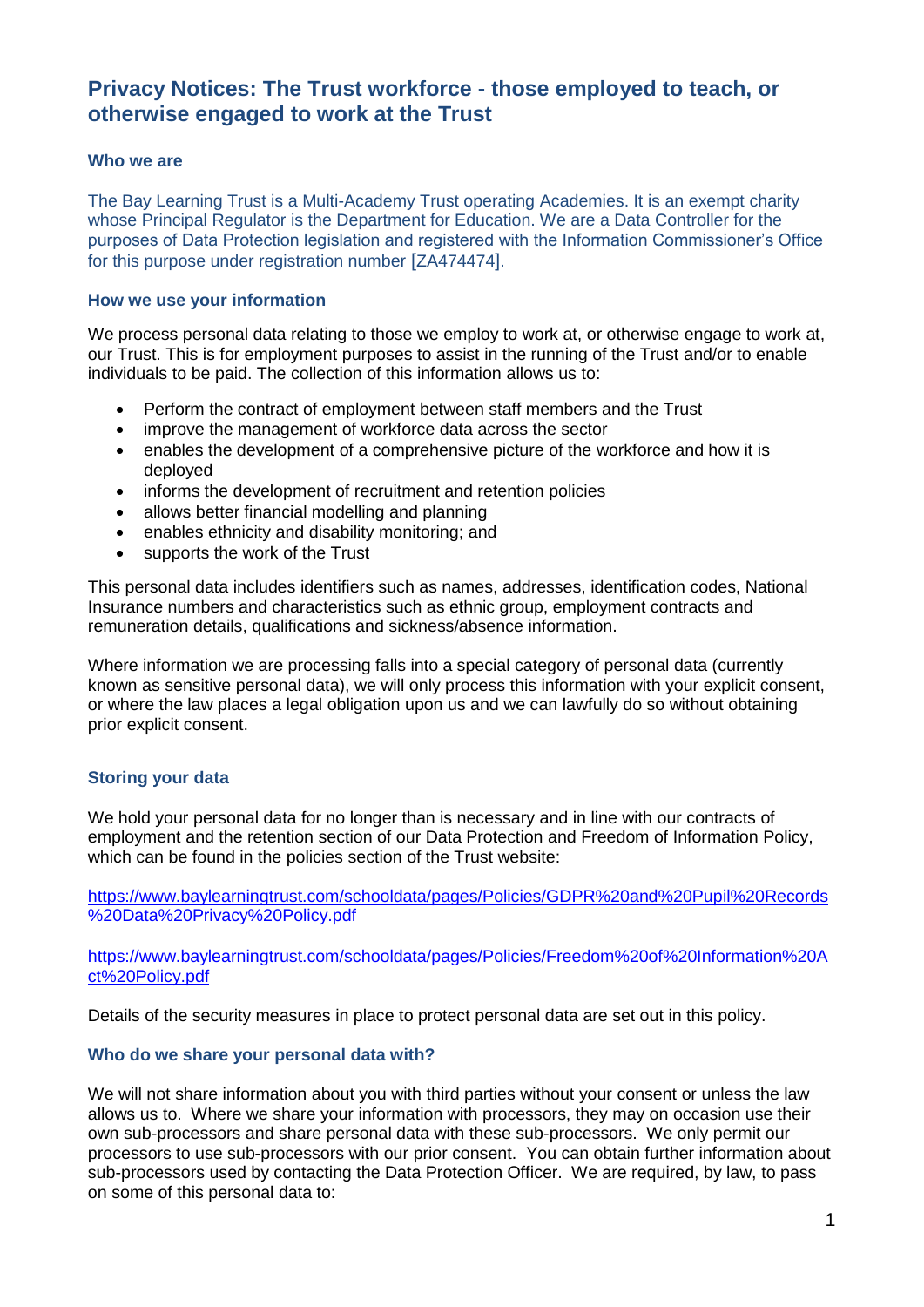# Privacy Notices: The Trust workforce - those employed to teach, or otherwise engaged to work at the Trust

### Who we are

The Bay Learning Trust is a Multi-Academy Trust operating Academies. It is an exempt charity whose Principal Regulator is the Department for Education. We are a Data Controller for the purposes of Data Protection legislation and registered with the Information Commissioner's Office for this purpose under registration number [ZA474474].

### How we use your information

We process personal data relating to those we employ to work at, or otherwise engage to work at, our Trust. This is for employment purposes to assist in the running of the Trust and/or to enable individuals to be paid. The collection of this information allows us to:

- Perform the contract of employment between staff members and the Trust
- improve the management of workforce data across the sector
- enables the development of a comprehensive picture of the workforce and how it is deployed
- informs the development of recruitment and retention policies
- allows better financial modelling and planning
- enables ethnicity and disability monitoring; and
- supports the work of the Trust

This personal data includes identifiers such as names, addresses, identification codes, National Insurance numbers and characteristics such as ethnic group, employment contracts and remuneration details, qualifications and sickness/absence information.

Where information we are processing falls into a special category of personal data (currently known as sensitive personal data), we will only process this information with your explicit consent, or where the law places a legal obligation upon us and we can lawfully do so without obtaining prior explicit consent.

### Storing your data

We hold your personal data for no longer than is necessary and in line with our contracts of employment and the retention section of our Data Protection and Freedom of Information Policy, which can be found in the policies section of the Trust website:

https://www.baylearningtrust.com/schooldata/pages/Policies/GDPR%20and%20Pupil%20Records%20Data%20Privacy%20Policy.pdf

https://www.baylearningtrust.com/schooldata/pages/Policies/Freedom%20of%20Information%20Act%20Policy.pdf

Details of the security measures in place to protect personal data are set out in this policy.

### Who do we share your personal data with?

We will not share information about you with third parties without your consent or unless the law allows us to. Where we share your information with processors, they may on occasion use their own sub-processors and share personal data with these sub-processors. We only permit our processors to use sub-processors with our prior consent. You can obtain further information about sub-processors used by contacting the Data Protection Officer. We are required, by law, to pass on some of this personal data to: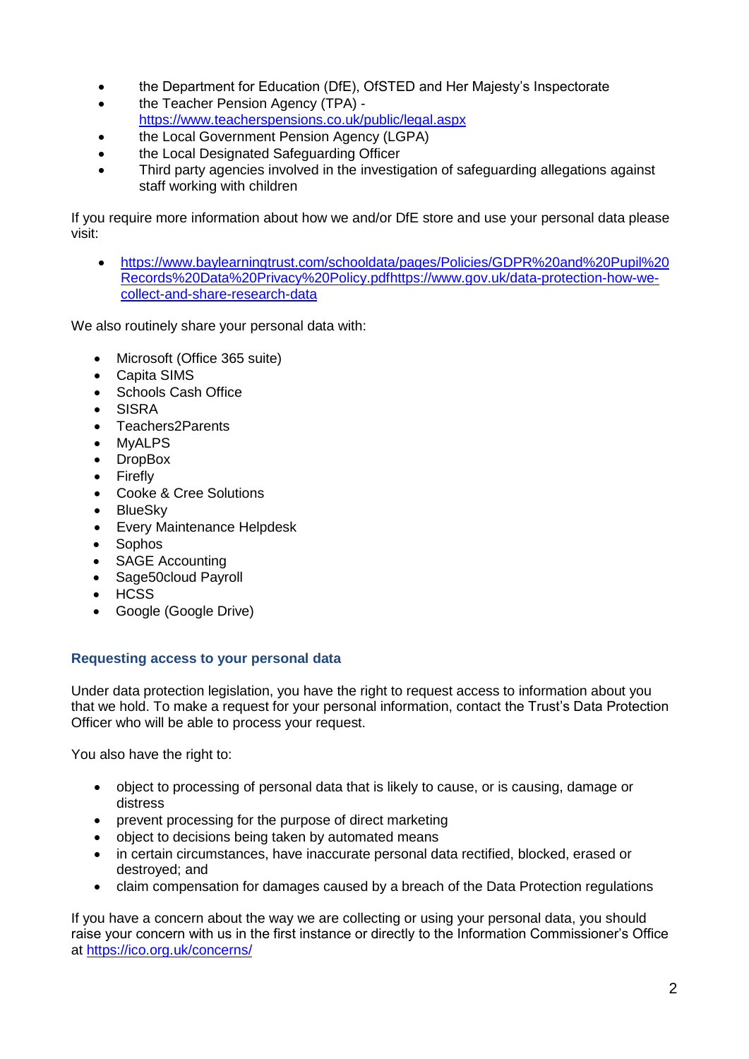- the Department for Education (DfE), OfSTED and Her Majesty's Inspectorate
- the Teacher Pension Agency (TPA) - https://www.teacherspensions.co.uk/public/legal.aspx
- the Local Government Pension Agency (LGPA)
- the Local Designated Safeguarding Officer
- Third party agencies involved in the investigation of safeguarding allegations against staff working with children

If you require more information about how we and/or DfE store and use your personal data please visit:

- https://www.baylearningtrust.com/schooldata/pages/Policies/GDPR%20and%20Pupil%20Records%20Data%20Privacy%20Policy.pdfhttps://www.gov.uk/data-protection-how-we-collect-and-share-research-data

We also routinely share your personal data with:

- Microsoft (Office 365 suite)
- Capita SIMS
- Schools Cash Office
- SISRA
- Teachers2Parents
- MyALPS
- DropBox
- Firefly
- Cooke & Cree Solutions
- BlueSky
- Every Maintenance Helpdesk
- Sophos
- SAGE Accounting
- Sage50cloud Payroll
- HCSS
- Google (Google Drive)

### Requesting access to your personal data

Under data protection legislation, you have the right to request access to information about you that we hold. To make a request for your personal information, contact the Trust's Data Protection Officer who will be able to process your request.

You also have the right to:

- object to processing of personal data that is likely to cause, or is causing, damage or distress
- prevent processing for the purpose of direct marketing
- object to decisions being taken by automated means
- in certain circumstances, have inaccurate personal data rectified, blocked, erased or destroyed; and
- claim compensation for damages caused by a breach of the Data Protection regulations

If you have a concern about the way we are collecting or using your personal data, you should raise your concern with us in the first instance or directly to the Information Commissioner's Office at https://ico.org.uk/concerns/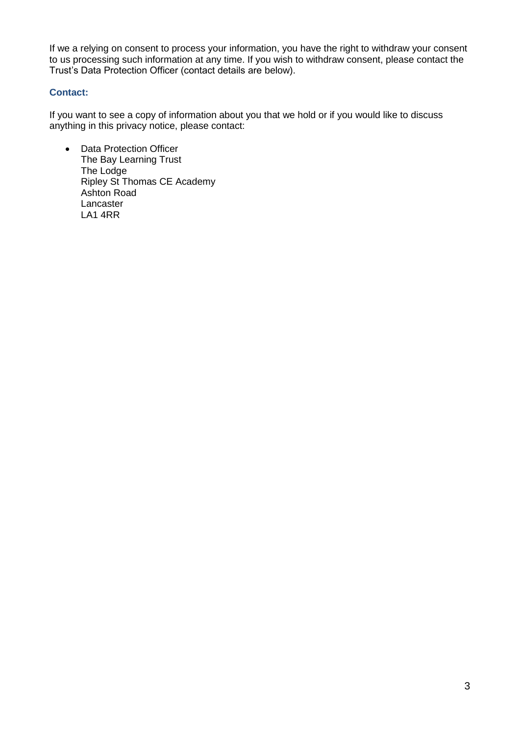If we a relying on consent to process your information, you have the right to withdraw your consent to us processing such information at any time. If you wish to withdraw consent, please contact the Trust's Data Protection Officer (contact details are below).

### Contact:

If you want to see a copy of information about you that we hold or if you would like to discuss anything in this privacy notice, please contact:

- Data Protection Officer
  The Bay Learning Trust
  The Lodge
  Ripley St Thomas CE Academy
  Ashton Road
  Lancaster
  LA1 4RR